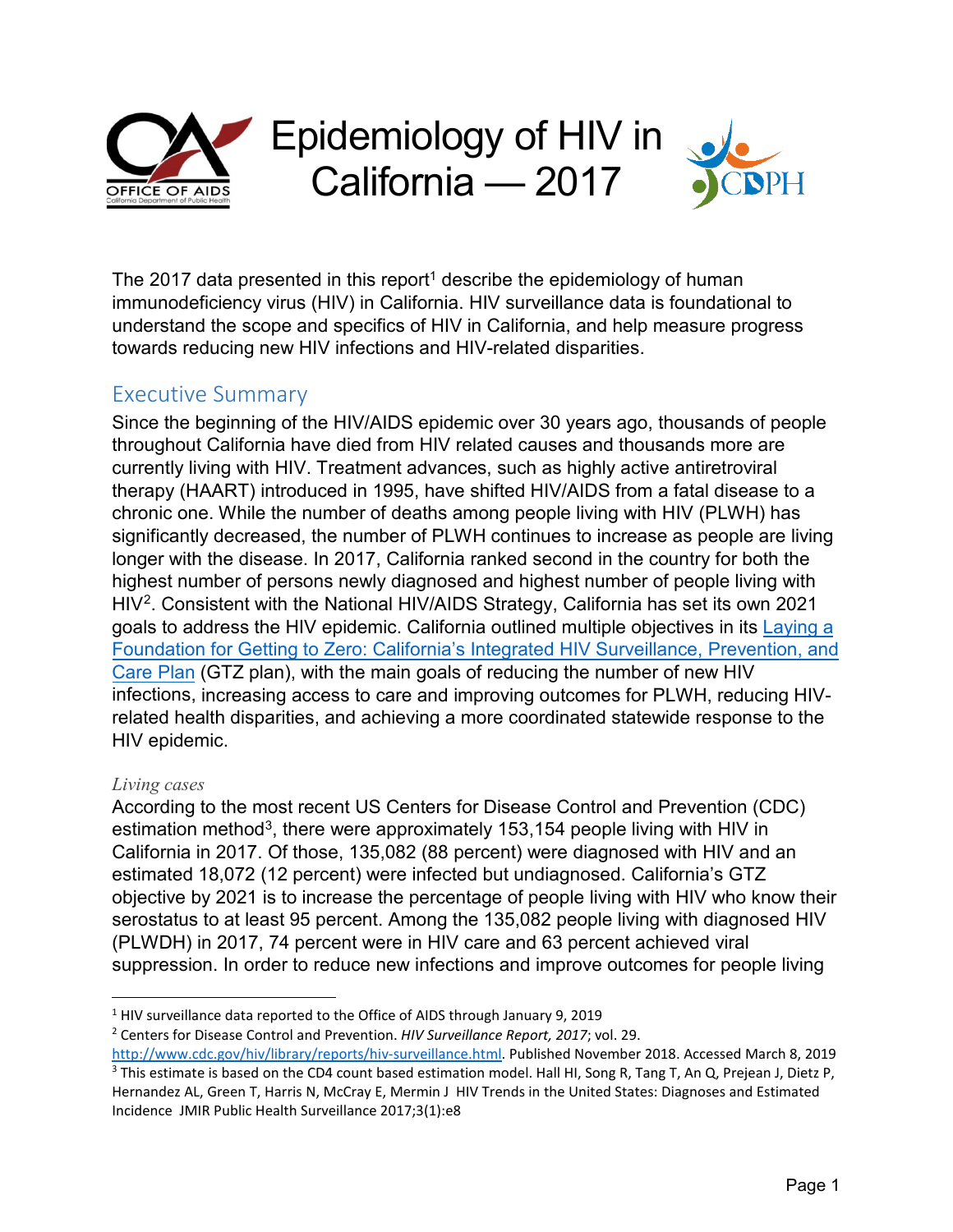# Epidemiology of HIV in California — 2017

The 2017 data presented in this report[1] describe the epidemiology of human immunodeficiency virus (HIV) in California. HIV surveillance data is foundational to understand the scope and specifics of HIV in California, and help measure progress towards reducing new HIV infections and HIV-related disparities.

## Executive Summary

Since the beginning of the HIV/AIDS epidemic over 30 years ago, thousands of people throughout California have died from HIV related causes and thousands more are currently living with HIV. Treatment advances, such as highly active antiretroviral therapy (HAART) introduced in 1995, have shifted HIV/AIDS from a fatal disease to a chronic one. While the number of deaths among people living with HIV (PLWH) has significantly decreased, the number of PLWH continues to increase as people are living longer with the disease. In 2017, California ranked second in the country for both the highest number of persons newly diagnosed and highest number of people living with HIV[2]. Consistent with the National HIV/AIDS Strategy, California has set its own 2021 goals to address the HIV epidemic. California outlined multiple objectives in its Laying a Foundation for Getting to Zero: California's Integrated HIV Surveillance, Prevention, and Care Plan (GTZ plan), with the main goals of reducing the number of new HIV infections, increasing access to care and improving outcomes for PLWH, reducing HIV-related health disparities, and achieving a more coordinated statewide response to the HIV epidemic.

### *Living cases*

According to the most recent US Centers for Disease Control and Prevention (CDC) estimation method[3], there were approximately 153,154 people living with HIV in California in 2017. Of those, 135,082 (88 percent) were diagnosed with HIV and an estimated 18,072 (12 percent) were infected but undiagnosed. California's GTZ objective by 2021 is to increase the percentage of people living with HIV who know their serostatus to at least 95 percent. Among the 135,082 people living with diagnosed HIV (PLWDH) in 2017, 74 percent were in HIV care and 63 percent achieved viral suppression. In order to reduce new infections and improve outcomes for people living

---

[1] HIV surveillance data reported to the Office of AIDS through January 9, 2019

[2] Centers for Disease Control and Prevention. *HIV Surveillance Report, 2017*; vol. 29. http://www.cdc.gov/hiv/library/reports/hiv-surveillance.html. Published November 2018. Accessed March 8, 2019

[3] This estimate is based on the CD4 count based estimation model. Hall HI, Song R, Tang T, An Q, Prejean J, Dietz P, Hernandez AL, Green T, Harris N, McCray E, Mermin J HIV Trends in the United States: Diagnoses and Estimated Incidence JMIR Public Health Surveillance 2017;3(1):e8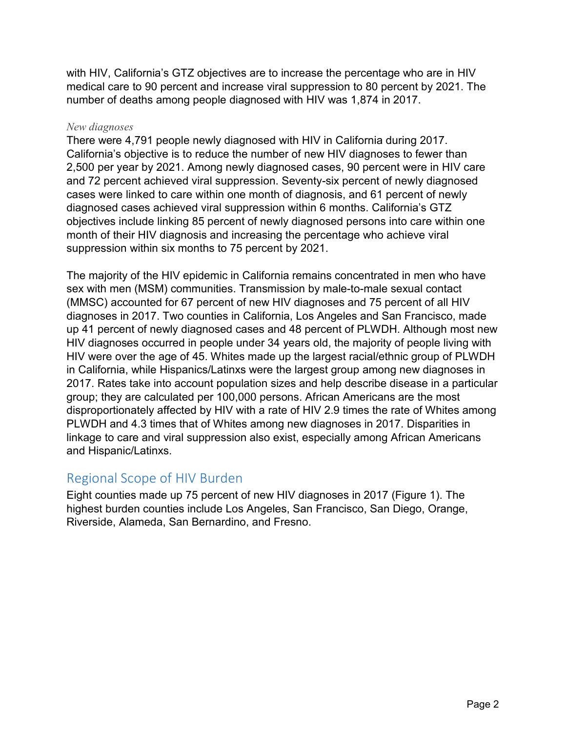with HIV, California's GTZ objectives are to increase the percentage who are in HIV medical care to 90 percent and increase viral suppression to 80 percent by 2021. The number of deaths among people diagnosed with HIV was 1,874 in 2017.

*New diagnoses*

There were 4,791 people newly diagnosed with HIV in California during 2017. California's objective is to reduce the number of new HIV diagnoses to fewer than 2,500 per year by 2021. Among newly diagnosed cases, 90 percent were in HIV care and 72 percent achieved viral suppression. Seventy-six percent of newly diagnosed cases were linked to care within one month of diagnosis, and 61 percent of newly diagnosed cases achieved viral suppression within 6 months. California's GTZ objectives include linking 85 percent of newly diagnosed persons into care within one month of their HIV diagnosis and increasing the percentage who achieve viral suppression within six months to 75 percent by 2021.

The majority of the HIV epidemic in California remains concentrated in men who have sex with men (MSM) communities. Transmission by male-to-male sexual contact (MMSC) accounted for 67 percent of new HIV diagnoses and 75 percent of all HIV diagnoses in 2017. Two counties in California, Los Angeles and San Francisco, made up 41 percent of newly diagnosed cases and 48 percent of PLWDH. Although most new HIV diagnoses occurred in people under 34 years old, the majority of people living with HIV were over the age of 45. Whites made up the largest racial/ethnic group of PLWDH in California, while Hispanics/Latinxs were the largest group among new diagnoses in 2017. Rates take into account population sizes and help describe disease in a particular group; they are calculated per 100,000 persons. African Americans are the most disproportionately affected by HIV with a rate of HIV 2.9 times the rate of Whites among PLWDH and 4.3 times that of Whites among new diagnoses in 2017. Disparities in linkage to care and viral suppression also exist, especially among African Americans and Hispanic/Latinxs.

## Regional Scope of HIV Burden

Eight counties made up 75 percent of new HIV diagnoses in 2017 (Figure 1). The highest burden counties include Los Angeles, San Francisco, San Diego, Orange, Riverside, Alameda, San Bernardino, and Fresno.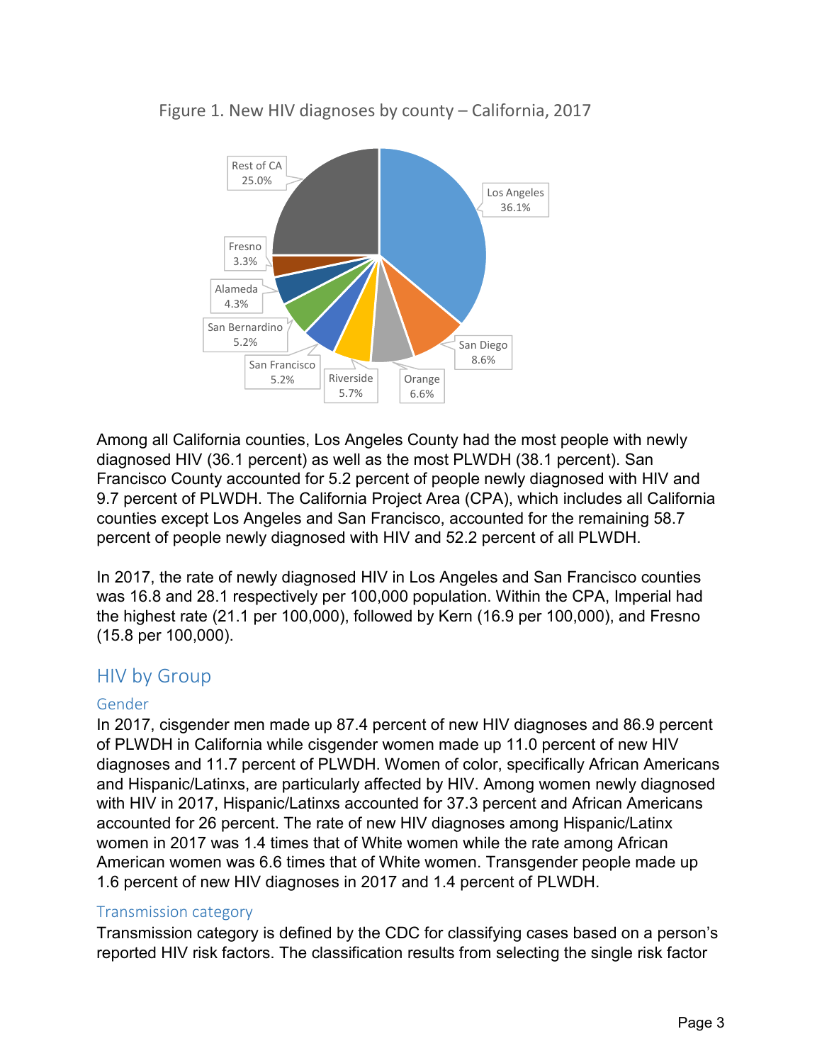Figure 1. New HIV diagnoses by county – California, 2017

| County | Percent |
|---|---|
| Los Angeles | 36.1% |
| San Diego | 8.6% |
| Orange | 6.6% |
| Riverside | 5.7% |
| San Francisco | 5.2% |
| San Bernardino | 5.2% |
| Alameda | 4.3% |
| Fresno | 3.3% |
| Rest of CA | 25.0% |

Among all California counties, Los Angeles County had the most people with newly diagnosed HIV (36.1 percent) as well as the most PLWDH (38.1 percent). San Francisco County accounted for 5.2 percent of people newly diagnosed with HIV and 9.7 percent of PLWDH. The California Project Area (CPA), which includes all California counties except Los Angeles and San Francisco, accounted for the remaining 58.7 percent of people newly diagnosed with HIV and 52.2 percent of all PLWDH.

In 2017, the rate of newly diagnosed HIV in Los Angeles and San Francisco counties was 16.8 and 28.1 respectively per 100,000 population. Within the CPA, Imperial had the highest rate (21.1 per 100,000), followed by Kern (16.9 per 100,000), and Fresno (15.8 per 100,000).

## HIV by Group

### Gender

In 2017, cisgender men made up 87.4 percent of new HIV diagnoses and 86.9 percent of PLWDH in California while cisgender women made up 11.0 percent of new HIV diagnoses and 11.7 percent of PLWDH. Women of color, specifically African Americans and Hispanic/Latinxs, are particularly affected by HIV. Among women newly diagnosed with HIV in 2017, Hispanic/Latinxs accounted for 37.3 percent and African Americans accounted for 26 percent. The rate of new HIV diagnoses among Hispanic/Latinx women in 2017 was 1.4 times that of White women while the rate among African American women was 6.6 times that of White women. Transgender people made up 1.6 percent of new HIV diagnoses in 2017 and 1.4 percent of PLWDH.

### Transmission category

Transmission category is defined by the CDC for classifying cases based on a person's reported HIV risk factors. The classification results from selecting the single risk factor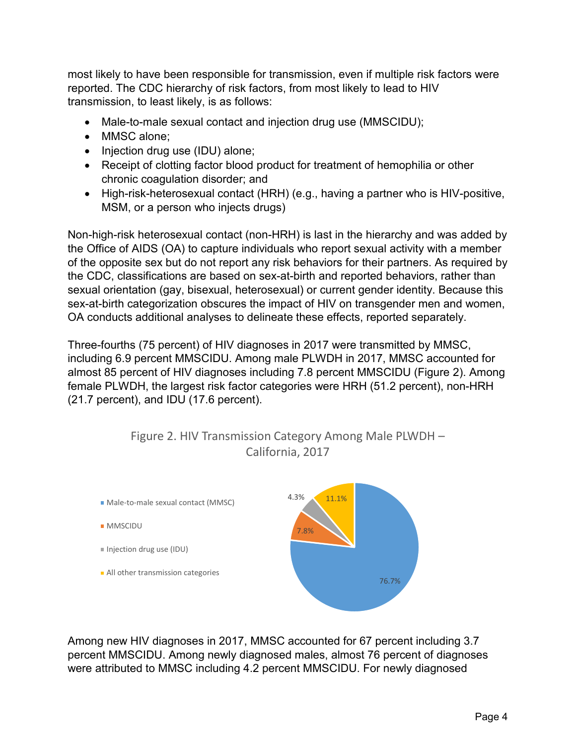most likely to have been responsible for transmission, even if multiple risk factors were reported. The CDC hierarchy of risk factors, from most likely to lead to HIV transmission, to least likely, is as follows:

- Male-to-male sexual contact and injection drug use (MMSCIDU);
- MMSC alone;
- Injection drug use (IDU) alone;
- Receipt of clotting factor blood product for treatment of hemophilia or other chronic coagulation disorder; and
- High-risk-heterosexual contact (HRH) (e.g., having a partner who is HIV-positive, MSM, or a person who injects drugs)

Non-high-risk heterosexual contact (non-HRH) is last in the hierarchy and was added by the Office of AIDS (OA) to capture individuals who report sexual activity with a member of the opposite sex but do not report any risk behaviors for their partners. As required by the CDC, classifications are based on sex-at-birth and reported behaviors, rather than sexual orientation (gay, bisexual, heterosexual) or current gender identity. Because this sex-at-birth categorization obscures the impact of HIV on transgender men and women, OA conducts additional analyses to delineate these effects, reported separately.

Three-fourths (75 percent) of HIV diagnoses in 2017 were transmitted by MMSC, including 6.9 percent MMSCIDU. Among male PLWDH in 2017, MMSC accounted for almost 85 percent of HIV diagnoses including 7.8 percent MMSCIDU (Figure 2). Among female PLWDH, the largest risk factor categories were HRH (51.2 percent), non-HRH (21.7 percent), and IDU (17.6 percent).

Figure 2. HIV Transmission Category Among Male PLWDH – California, 2017

| Transmission category | Percent |
|---|---|
| Male-to-male sexual contact (MMSC) | 76.7% |
| MMSCIDU | 7.8% |
| Injection drug use (IDU) | 4.3% |
| All other transmission categories | 11.1% |

Among new HIV diagnoses in 2017, MMSC accounted for 67 percent including 3.7 percent MMSCIDU. Among newly diagnosed males, almost 76 percent of diagnoses were attributed to MMSC including 4.2 percent MMSCIDU. For newly diagnosed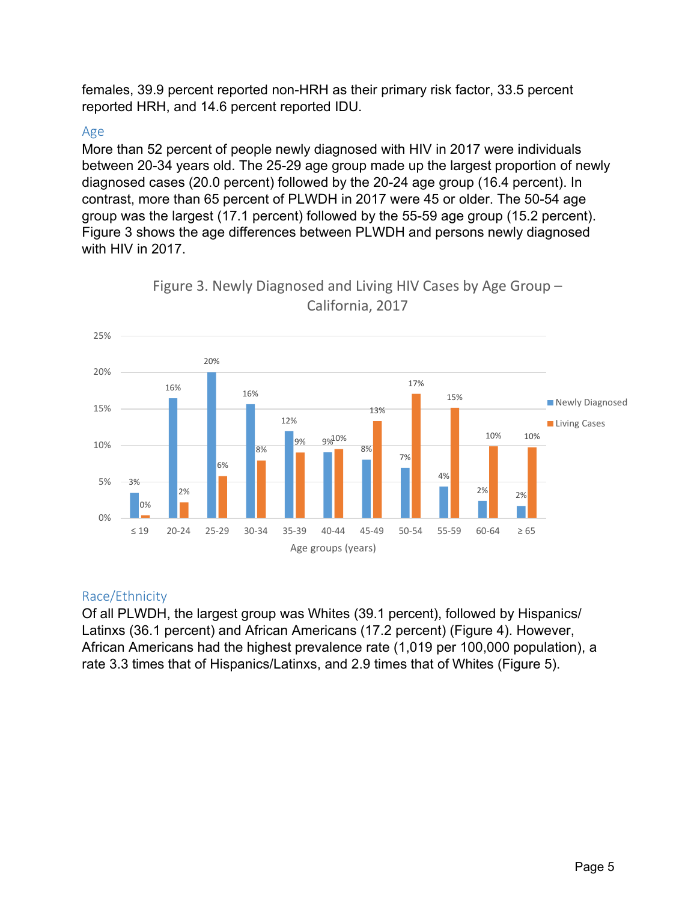females, 39.9 percent reported non-HRH as their primary risk factor, 33.5 percent reported HRH, and 14.6 percent reported IDU.

### Age

More than 52 percent of people newly diagnosed with HIV in 2017 were individuals between 20-34 years old. The 25-29 age group made up the largest proportion of newly diagnosed cases (20.0 percent) followed by the 20-24 age group (16.4 percent). In contrast, more than 65 percent of PLWDH in 2017 were 45 or older. The 50-54 age group was the largest (17.1 percent) followed by the 55-59 age group (15.2 percent). Figure 3 shows the age differences between PLWDH and persons newly diagnosed with HIV in 2017.

Figure 3. Newly Diagnosed and Living HIV Cases by Age Group – California, 2017

| Age groups (years) | Newly Diagnosed | Living Cases |
|---|---|---|
| ≤ 19 | 3% | 0% |
| 20-24 | 16% | 2% |
| 25-29 | 20% | 6% |
| 30-34 | 16% | 8% |
| 35-39 | 12% | 9% |
| 40-44 | 9% | 10% |
| 45-49 | 8% | 13% |
| 50-54 | 7% | 17% |
| 55-59 | 4% | 15% |
| 60-64 | 2% | 10% |
| ≥ 65 | 2% | 10% |

### Race/Ethnicity

Of all PLWDH, the largest group was Whites (39.1 percent), followed by Hispanics/ Latinxs (36.1 percent) and African Americans (17.2 percent) (Figure 4). However, African Americans had the highest prevalence rate (1,019 per 100,000 population), a rate 3.3 times that of Hispanics/Latinxs, and 2.9 times that of Whites (Figure 5).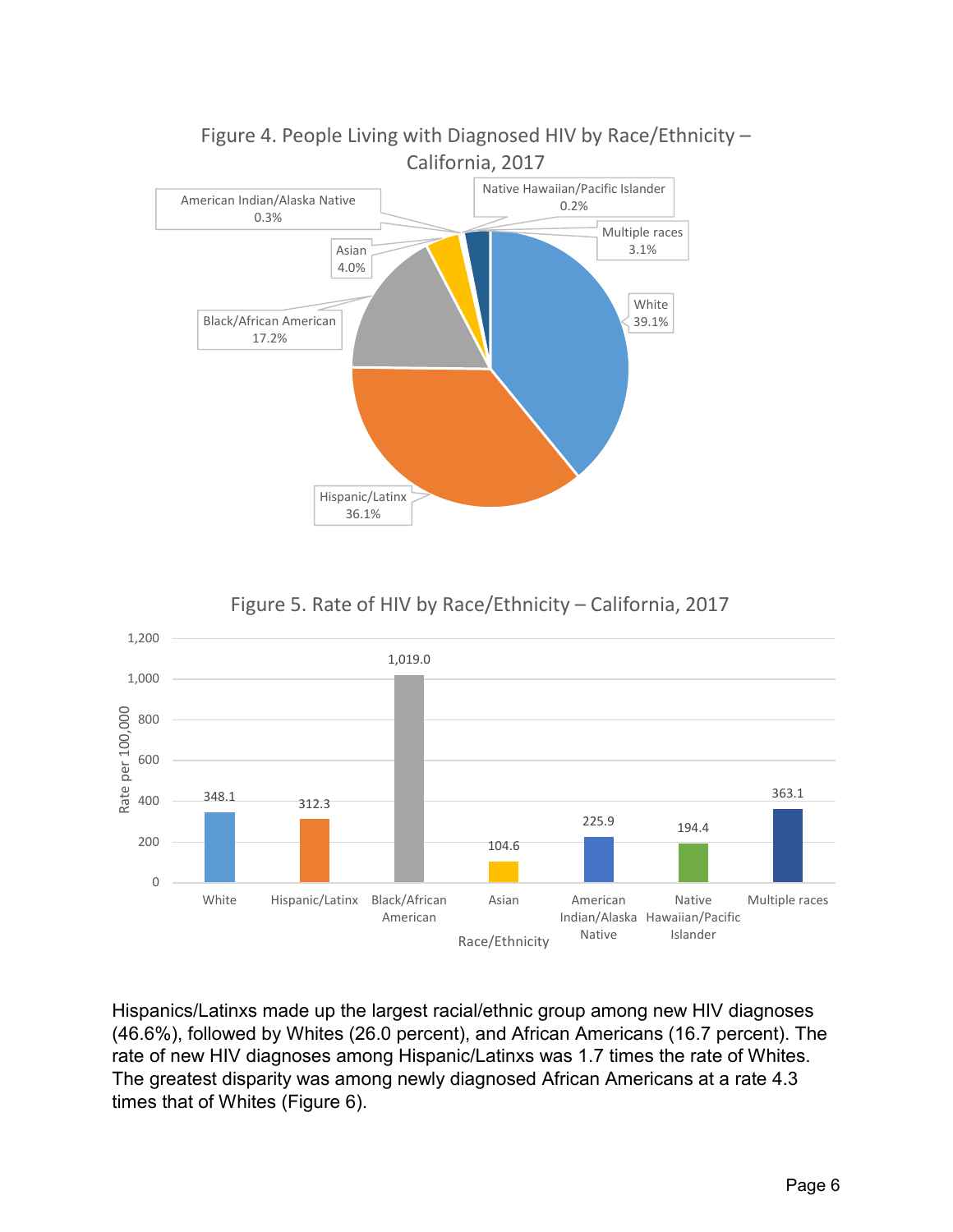Figure 4. People Living with Diagnosed HIV by Race/Ethnicity – California, 2017

| Race/Ethnicity | Percent |
|---|---|
| White | 39.1% |
| Hispanic/Latinx | 36.1% |
| Black/African American | 17.2% |
| Asian | 4.0% |
| American Indian/Alaska Native | 0.3% |
| Native Hawaiian/Pacific Islander | 0.2% |
| Multiple races | 3.1% |

Figure 5. Rate of HIV by Race/Ethnicity – California, 2017

| Race/Ethnicity | Rate per 100,000 |
|---|---|
| White | 348.1 |
| Hispanic/Latinx | 312.3 |
| Black/African American | 1,019.0 |
| Asian | 104.6 |
| American Indian/Alaska Native | 225.9 |
| Native Hawaiian/Pacific Islander | 194.4 |
| Multiple races | 363.1 |

Hispanics/Latinxs made up the largest racial/ethnic group among new HIV diagnoses (46.6%), followed by Whites (26.0 percent), and African Americans (16.7 percent). The rate of new HIV diagnoses among Hispanic/Latinxs was 1.7 times the rate of Whites. The greatest disparity was among newly diagnosed African Americans at a rate 4.3 times that of Whites (Figure 6).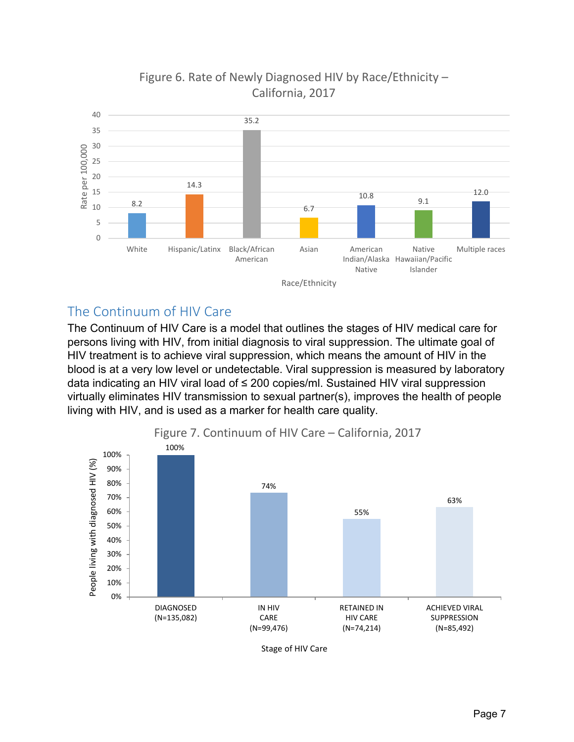Figure 6. Rate of Newly Diagnosed HIV by Race/Ethnicity – California, 2017

| Race/Ethnicity | Rate per 100,000 |
| --- | --- |
| White | 8.2 |
| Hispanic/Latinx | 14.3 |
| Black/African American | 35.2 |
| Asian | 6.7 |
| American Indian/Alaska Native | 10.8 |
| Native Hawaiian/Pacific Islander | 9.1 |
| Multiple races | 12.0 |

## The Continuum of HIV Care

The Continuum of HIV Care is a model that outlines the stages of HIV medical care for persons living with HIV, from initial diagnosis to viral suppression. The ultimate goal of HIV treatment is to achieve viral suppression, which means the amount of HIV in the blood is at a very low level or undetectable. Viral suppression is measured by laboratory data indicating an HIV viral load of ≤ 200 copies/ml. Sustained HIV viral suppression virtually eliminates HIV transmission to sexual partner(s), improves the health of people living with HIV, and is used as a marker for health care quality.

Figure 7. Continuum of HIV Care – California, 2017

| Stage of HIV Care | People living with diagnosed HIV (%) |
| --- | --- |
| DIAGNOSED (N=135,082) | 100% |
| IN HIV CARE (N=99,476) | 74% |
| RETAINED IN HIV CARE (N=74,214) | 55% |
| ACHIEVED VIRAL SUPPRESSION (N=85,492) | 63% |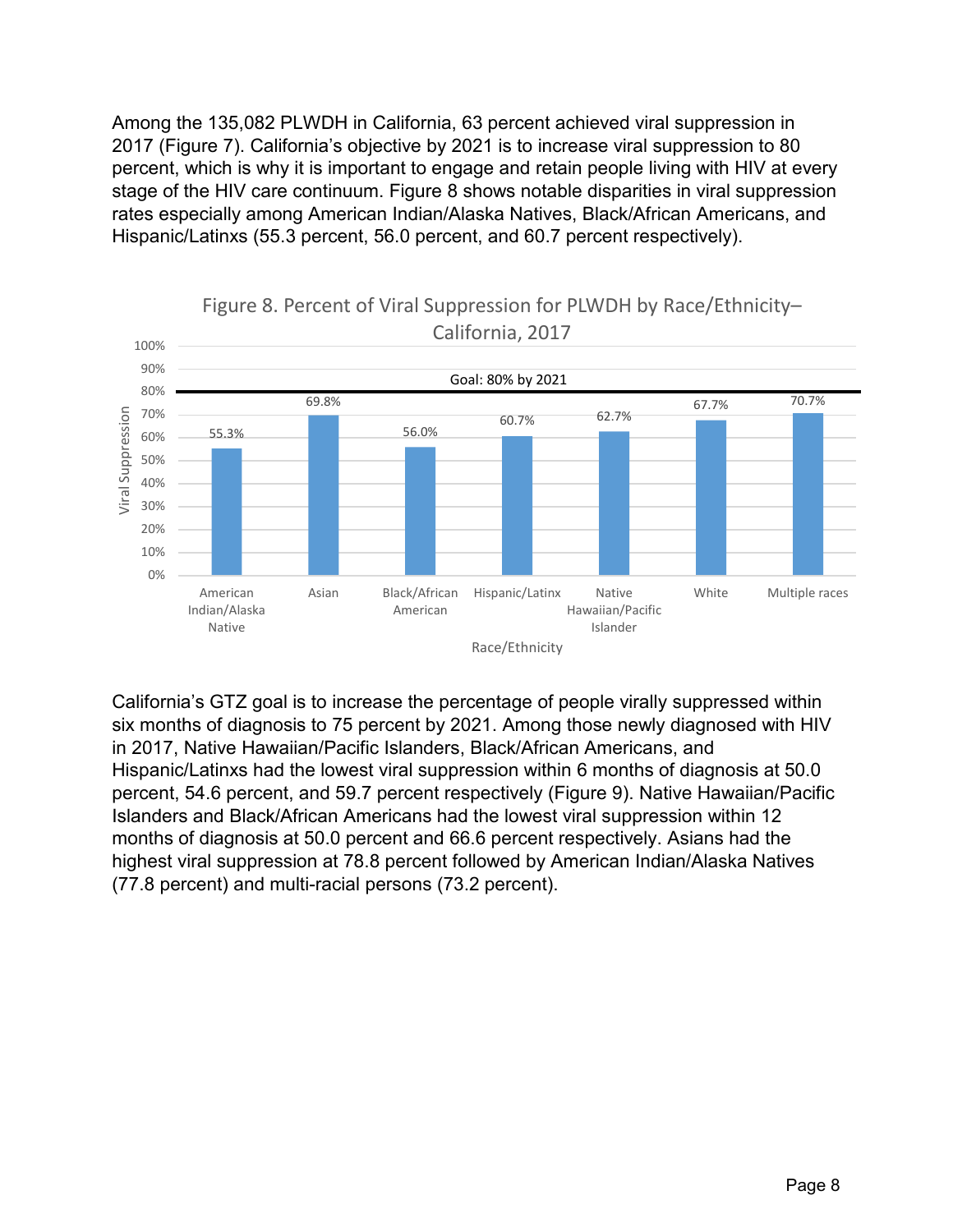Among the 135,082 PLWDH in California, 63 percent achieved viral suppression in 2017 (Figure 7). California's objective by 2021 is to increase viral suppression to 80 percent, which is why it is important to engage and retain people living with HIV at every stage of the HIV care continuum. Figure 8 shows notable disparities in viral suppression rates especially among American Indian/Alaska Natives, Black/African Americans, and Hispanic/Latinxs (55.3 percent, 56.0 percent, and 60.7 percent respectively).

Figure 8. Percent of Viral Suppression for PLWDH by Race/Ethnicity– California, 2017

| Race/Ethnicity | Viral Suppression |
| --- | --- |
| American Indian/Alaska Native | 55.3% |
| Asian | 69.8% |
| Black/African American | 56.0% |
| Hispanic/Latinx | 60.7% |
| Native Hawaiian/Pacific Islander | 62.7% |
| White | 67.7% |
| Multiple races | 70.7% |

Goal: 80% by 2021

California's GTZ goal is to increase the percentage of people virally suppressed within six months of diagnosis to 75 percent by 2021. Among those newly diagnosed with HIV in 2017, Native Hawaiian/Pacific Islanders, Black/African Americans, and Hispanic/Latinxs had the lowest viral suppression within 6 months of diagnosis at 50.0 percent, 54.6 percent, and 59.7 percent respectively (Figure 9). Native Hawaiian/Pacific Islanders and Black/African Americans had the lowest viral suppression within 12 months of diagnosis at 50.0 percent and 66.6 percent respectively. Asians had the highest viral suppression at 78.8 percent followed by American Indian/Alaska Natives (77.8 percent) and multi-racial persons (73.2 percent).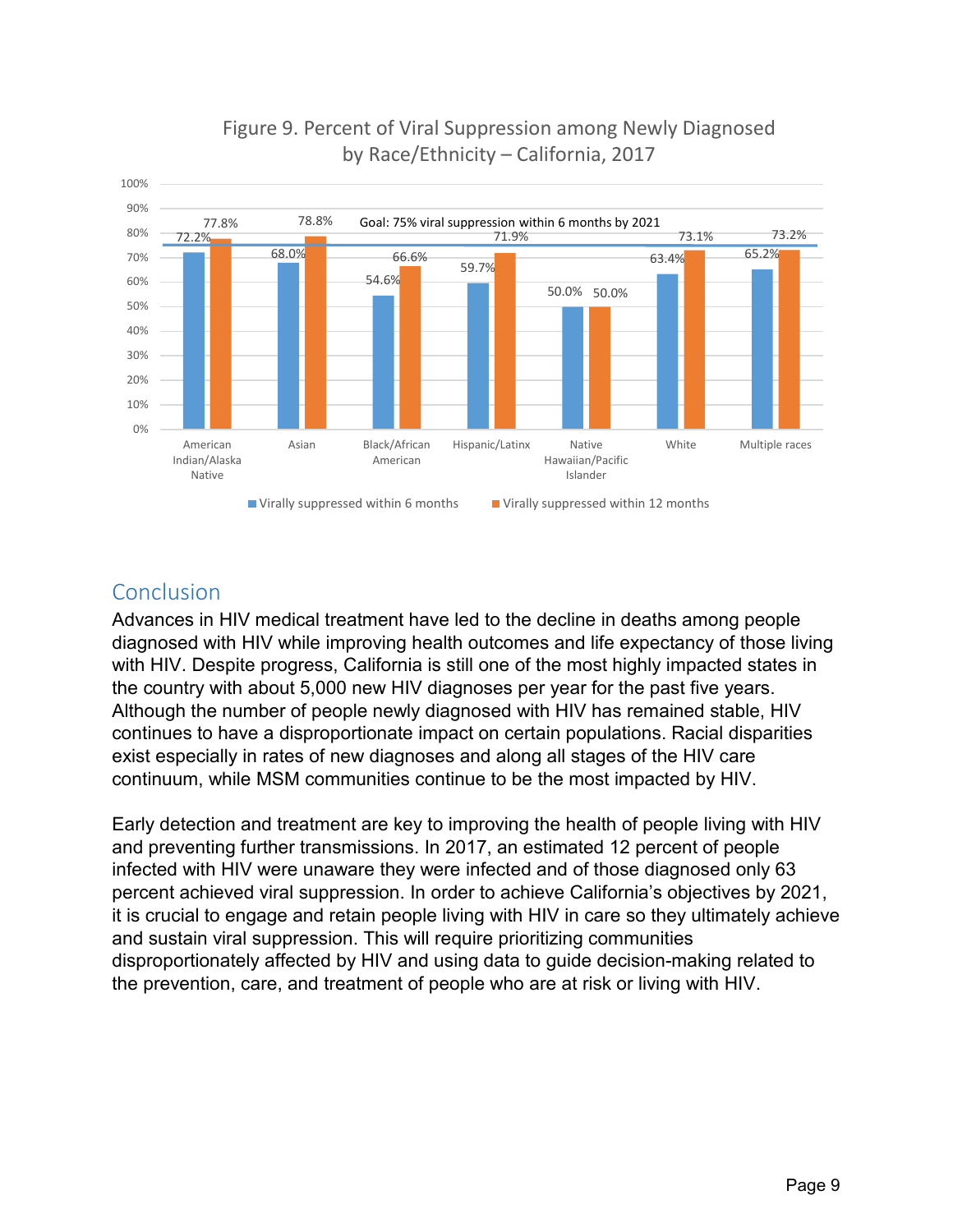Figure 9. Percent of Viral Suppression among Newly Diagnosed by Race/Ethnicity – California, 2017

100%
90%
80%
70%
60%
50%
40%
30%
20%
10%
0%

Goal: 75% viral suppression within 6 months by 2021

American Indian/Alaska Native: 72.2% 77.8%
Asian: 68.0% 78.8%
Black/African American: 54.6% 66.6%
Hispanic/Latinx: 59.7% 71.9%
Native Hawaiian/Pacific Islander: 50.0% 50.0%
White: 63.4% 73.1%
Multiple races: 65.2% 73.2%

Virally suppressed within 6 months
Virally suppressed within 12 months

## Conclusion

Advances in HIV medical treatment have led to the decline in deaths among people diagnosed with HIV while improving health outcomes and life expectancy of those living with HIV. Despite progress, California is still one of the most highly impacted states in the country with about 5,000 new HIV diagnoses per year for the past five years. Although the number of people newly diagnosed with HIV has remained stable, HIV continues to have a disproportionate impact on certain populations. Racial disparities exist especially in rates of new diagnoses and along all stages of the HIV care continuum, while MSM communities continue to be the most impacted by HIV.

Early detection and treatment are key to improving the health of people living with HIV and preventing further transmissions. In 2017, an estimated 12 percent of people infected with HIV were unaware they were infected and of those diagnosed only 63 percent achieved viral suppression. In order to achieve California's objectives by 2021, it is crucial to engage and retain people living with HIV in care so they ultimately achieve and sustain viral suppression. This will require prioritizing communities disproportionately affected by HIV and using data to guide decision-making related to the prevention, care, and treatment of people who are at risk or living with HIV.